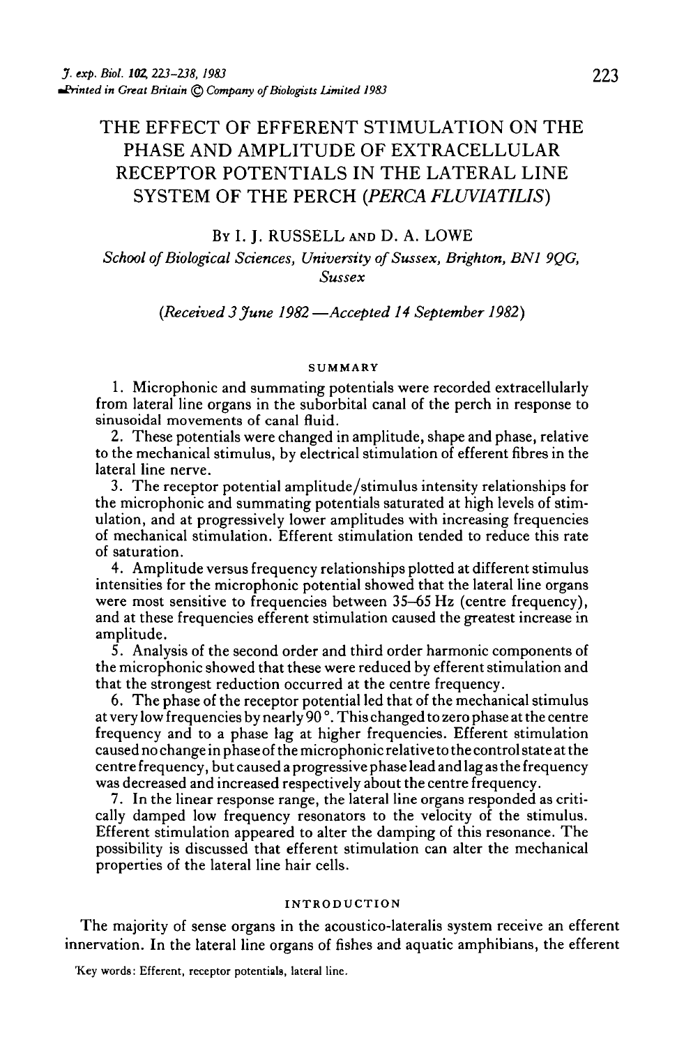# THE EFFECT OF EFFERENT STIMULATION ON THE PHASE AND AMPLITUDE OF EXTRACELLULAR RECEPTOR POTENTIALS IN THE LATERAL LINE SYSTEM OF THE PERCH (*PERCA FLUVIATILIS*)

By I. J. Russell and D. A. Lowe

*School of Biological Sciences, University of Sussex, Brighton, BN1 9QG, Sussex*

*(Received 3 June 1982 —Accepted 14 September 1982)*

## SUMMARY

1. Microphonic and summating potentials were recorded extracellularly from lateral line organs in the suborbital canal of the perch in response to sinusoidal movements of canal fluid.

2. These potentials were changed in amplitude, shape and phase, relative to the mechanical stimulus, by electrical stimulation of efferent fibres in the lateral line nerve.

3. The receptor potential amplitude/stimulus intensity relationships for the microphonic and summating potentials saturated at high levels of stimulation, and at progressively lower amplitudes with increasing frequencies of mechanical stimulation. Efferent stimulation tended to reduce this rate of saturation.

4. Amplitude versus frequency relationships plotted at different stimulus intensities for the microphonic potential showed that the lateral line organs were most sensitive to frequencies between 35–65 Hz (centre frequency), and at these frequencies efferent stimulation caused the greatest increase in amplitude.

5. Analysis of the second order and third order harmonic components of the microphonic showed that these were reduced by efferent stimulation and that the strongest reduction occurred at the centre frequency.

6. The phase of the receptor potential led that of the mechanical stimulus at very low frequencies by nearly 90°. This changed to zero phase at the centre frequency and to a phase lag at higher frequencies. Efferent stimulation caused no change in phase of the microphonic relative to the control state at the centre frequency, but caused a progressive phase lead and lag as the frequency was decreased and increased respectively about the centre frequency.

7. In the linear response range, the lateral line organs responded as critically damped low frequency resonators to the velocity of the stimulus. Efferent stimulation appeared to alter the damping of this resonance. The possibility is discussed that efferent stimulation can alter the mechanical properties of the lateral line hair cells.

## INTRODUCTION

The majority of sense organs in the acoustico-lateralis system receive an efferent innervation. In the lateral line organs of fishes and aquatic amphibians, the efferent

Key words: Efferent, receptor potentials, lateral line.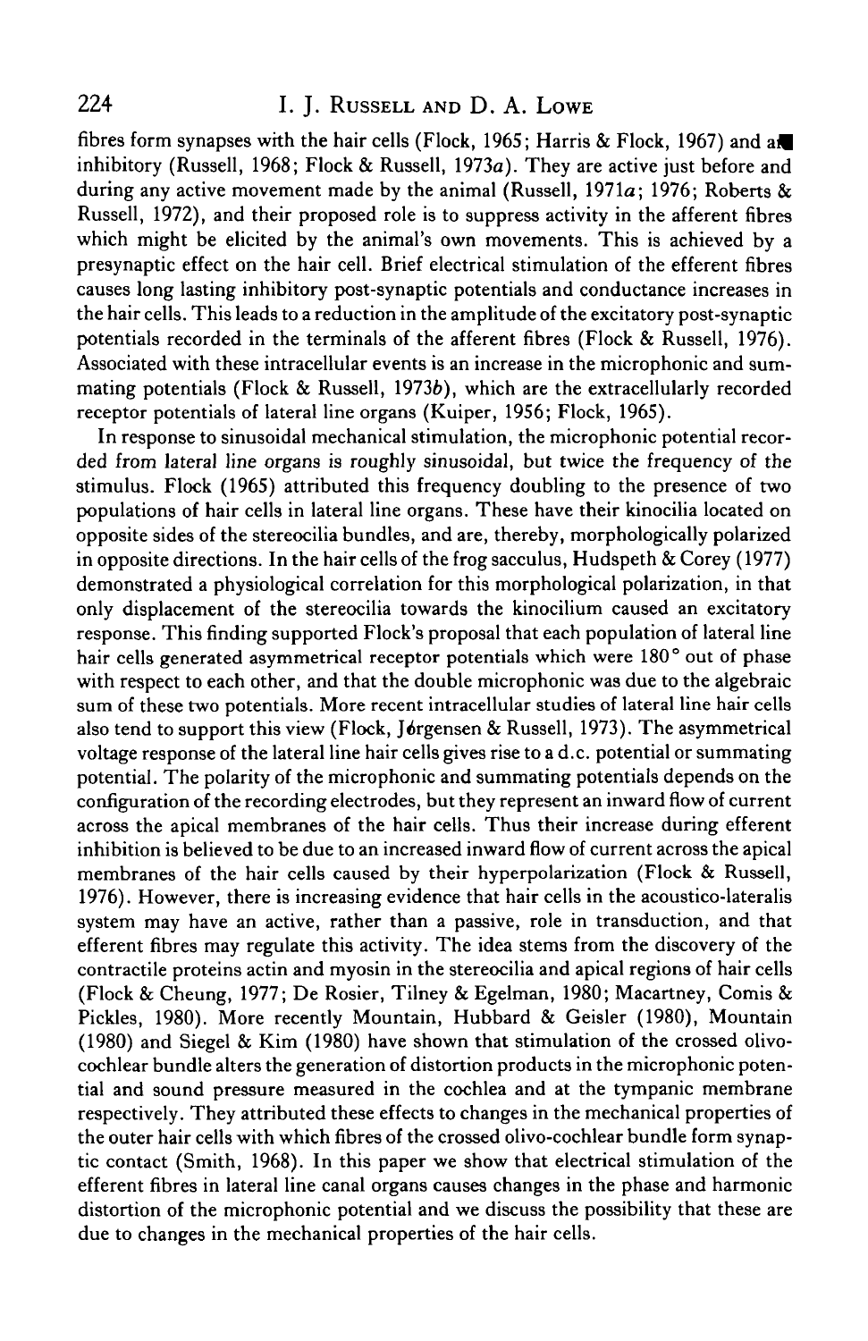fibres form synapses with the hair cells (Flock, 1965; Harris & Flock, 1967) and are inhibitory (Russell, 1968; Flock & Russell, 1973*a*). They are active just before and during any active movement made by the animal (Russell, 1971*a*; 1976; Roberts & Russell, 1972), and their proposed role is to suppress activity in the afferent fibres which might be elicited by the animal's own movements. This is achieved by a presynaptic effect on the hair cell. Brief electrical stimulation of the efferent fibres causes long lasting inhibitory post-synaptic potentials and conductance increases in the hair cells. This leads to a reduction in the amplitude of the excitatory post-synaptic potentials recorded in the terminals of the afferent fibres (Flock & Russell, 1976). Associated with these intracellular events is an increase in the microphonic and summating potentials (Flock & Russell, 1973*b*), which are the extracellularly recorded receptor potentials of lateral line organs (Kuiper, 1956; Flock, 1965).

In response to sinusoidal mechanical stimulation, the microphonic potential recorded from lateral line organs is roughly sinusoidal, but twice the frequency of the stimulus. Flock (1965) attributed this frequency doubling to the presence of two populations of hair cells in lateral line organs. These have their kinocilia located on opposite sides of the stereocilia bundles, and are, thereby, morphologically polarized in opposite directions. In the hair cells of the frog sacculus, Hudspeth & Corey (1977) demonstrated a physiological correlation for this morphological polarization, in that only displacement of the stereocilia towards the kinocilium caused an excitatory response. This finding supported Flock's proposal that each population of lateral line hair cells generated asymmetrical receptor potentials which were 180° out of phase with respect to each other, and that the double microphonic was due to the algebraic sum of these two potentials. More recent intracellular studies of lateral line hair cells also tend to support this view (Flock, Jórgensen & Russell, 1973). The asymmetrical voltage response of the lateral line hair cells gives rise to a d.c. potential or summating potential. The polarity of the microphonic and summating potentials depends on the configuration of the recording electrodes, but they represent an inward flow of current across the apical membranes of the hair cells. Thus their increase during efferent inhibition is believed to be due to an increased inward flow of current across the apical membranes of the hair cells caused by their hyperpolarization (Flock & Russell, 1976). However, there is increasing evidence that hair cells in the acoustico-lateralis system may have an active, rather than a passive, role in transduction, and that efferent fibres may regulate this activity. The idea stems from the discovery of the contractile proteins actin and myosin in the stereocilia and apical regions of hair cells (Flock & Cheung, 1977; De Rosier, Tilney & Egelman, 1980; Macartney, Comis & Pickles, 1980). More recently Mountain, Hubbard & Geisler (1980), Mountain (1980) and Siegel & Kim (1980) have shown that stimulation of the crossed olivo-cochlear bundle alters the generation of distortion products in the microphonic potential and sound pressure measured in the cochlea and at the tympanic membrane respectively. They attributed these effects to changes in the mechanical properties of the outer hair cells with which fibres of the crossed olivo-cochlear bundle form synaptic contact (Smith, 1968). In this paper we show that electrical stimulation of the efferent fibres in lateral line canal organs causes changes in the phase and harmonic distortion of the microphonic potential and we discuss the possibility that these are due to changes in the mechanical properties of the hair cells.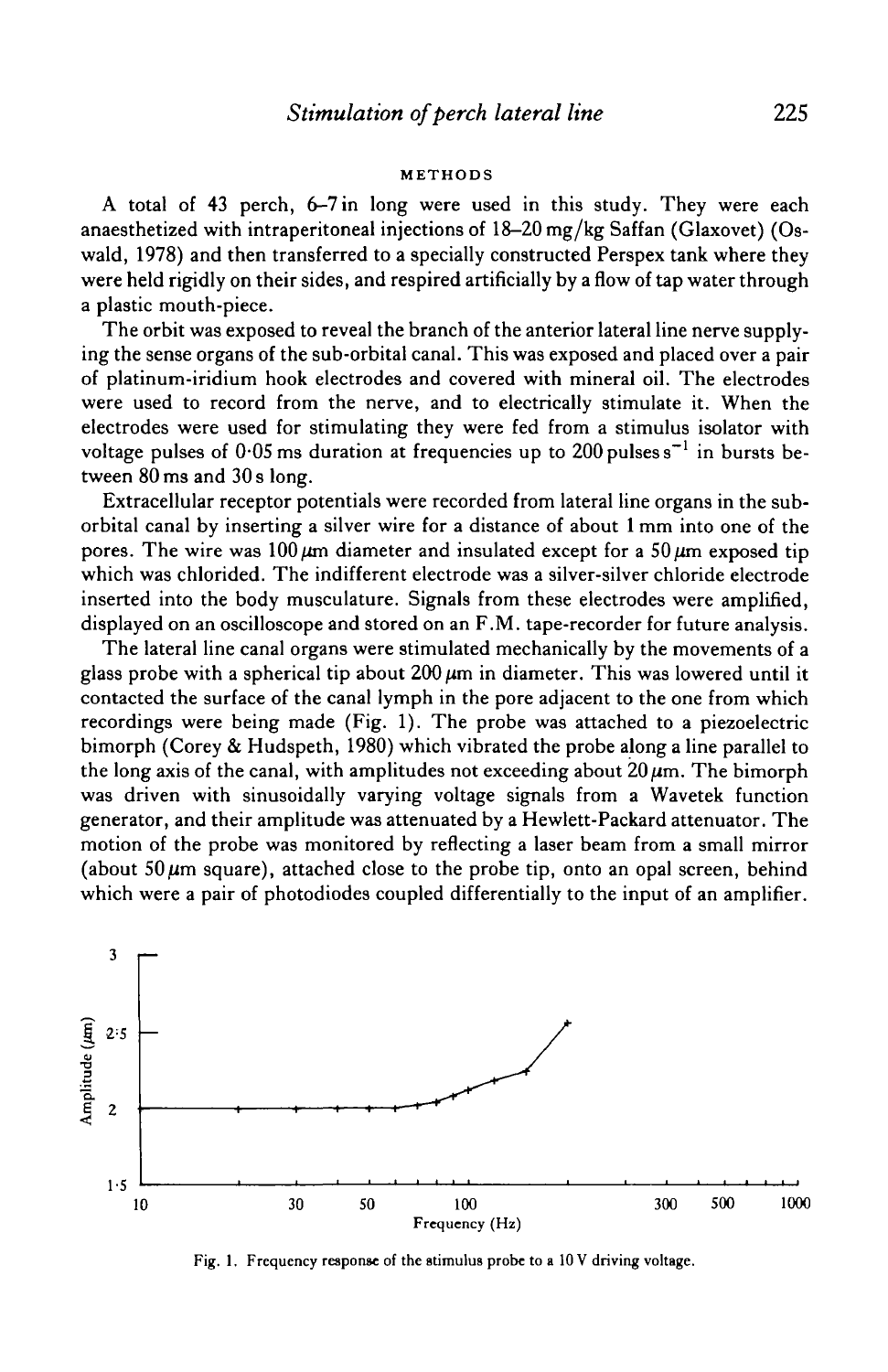## METHODS

A total of 43 perch, 6–7 in long were used in this study. They were each anaesthetized with intraperitoneal injections of 18–20 mg/kg Saffan (Glaxovet) (Oswald, 1978) and then transferred to a specially constructed Perspex tank where they were held rigidly on their sides, and respired artificially by a flow of tap water through a plastic mouth-piece.

The orbit was exposed to reveal the branch of the anterior lateral line nerve supplying the sense organs of the sub-orbital canal. This was exposed and placed over a pair of platinum-iridium hook electrodes and covered with mineral oil. The electrodes were used to record from the nerve, and to electrically stimulate it. When the electrodes were used for stimulating they were fed from a stimulus isolator with voltage pulses of 0·05 ms duration at frequencies up to 200 pulses $s^{-1}$ in bursts between 80 ms and 30 s long.

Extracellular receptor potentials were recorded from lateral line organs in the sub-orbital canal by inserting a silver wire for a distance of about 1 mm into one of the pores. The wire was 100 $\mu$m diameter and insulated except for a 50 $\mu$m exposed tip which was chlorided. The indifferent electrode was a silver-silver chloride electrode inserted into the body musculature. Signals from these electrodes were amplified, displayed on an oscilloscope and stored on an F.M. tape-recorder for future analysis.

The lateral line canal organs were stimulated mechanically by the movements of a glass probe with a spherical tip about 200 $\mu$m in diameter. This was lowered until it contacted the surface of the canal lymph in the pore adjacent to the one from which recordings were being made (Fig. 1). The probe was attached to a piezoelectric bimorph (Corey & Hudspeth, 1980) which vibrated the probe along a line parallel to the long axis of the canal, with amplitudes not exceeding about 20 $\mu$m. The bimorph was driven with sinusoidally varying voltage signals from a Wavetek function generator, and their amplitude was attenuated by a Hewlett-Packard attenuator. The motion of the probe was monitored by reflecting a laser beam from a small mirror (about 50 $\mu$m square), attached close to the probe tip, onto an opal screen, behind which were a pair of photodiodes coupled differentially to the input of an amplifier.

Fig. 1. Frequency response of the stimulus probe to a 10 V driving voltage.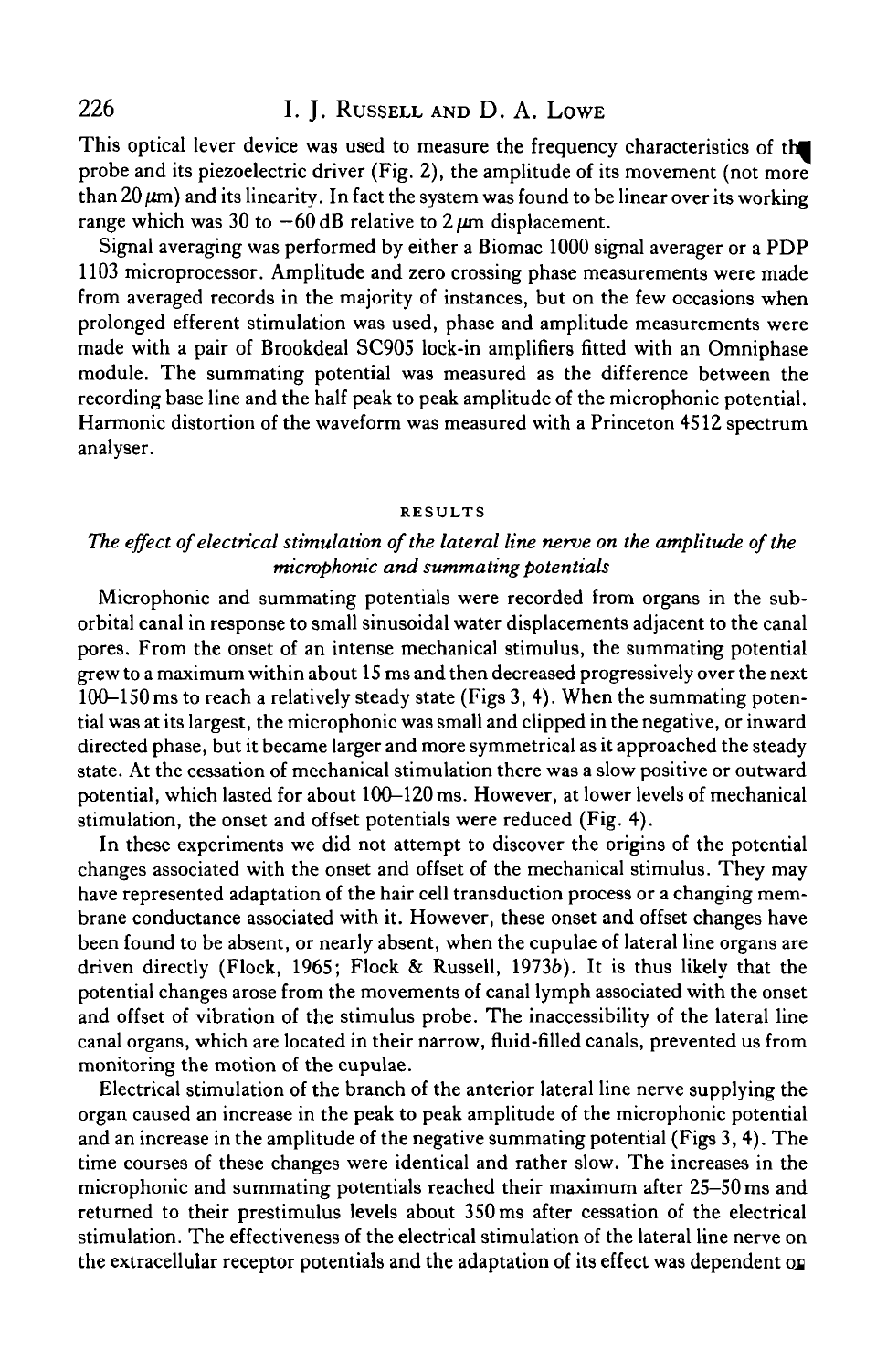This optical lever device was used to measure the frequency characteristics of the probe and its piezoelectric driver (Fig. 2), the amplitude of its movement (not more than 20 $\mu$m) and its linearity. In fact the system was found to be linear over its working range which was 30 to −60 dB relative to 2 $\mu$m displacement.

Signal averaging was performed by either a Biomac 1000 signal averager or a PDP 1103 microprocessor. Amplitude and zero crossing phase measurements were made from averaged records in the majority of instances, but on the few occasions when prolonged efferent stimulation was used, phase and amplitude measurements were made with a pair of Brookdeal SC905 lock-in amplifiers fitted with an Omniphase module. The summating potential was measured as the difference between the recording base line and the half peak to peak amplitude of the microphonic potential. Harmonic distortion of the waveform was measured with a Princeton 4512 spectrum analyser.

## RESULTS

### *The effect of electrical stimulation of the lateral line nerve on the amplitude of the microphonic and summating potentials*

Microphonic and summating potentials were recorded from organs in the sub-orbital canal in response to small sinusoidal water displacements adjacent to the canal pores. From the onset of an intense mechanical stimulus, the summating potential grew to a maximum within about 15 ms and then decreased progressively over the next 100–150 ms to reach a relatively steady state (Figs 3, 4). When the summating potential was at its largest, the microphonic was small and clipped in the negative, or inward directed phase, but it became larger and more symmetrical as it approached the steady state. At the cessation of mechanical stimulation there was a slow positive or outward potential, which lasted for about 100–120 ms. However, at lower levels of mechanical stimulation, the onset and offset potentials were reduced (Fig. 4).

In these experiments we did not attempt to discover the origins of the potential changes associated with the onset and offset of the mechanical stimulus. They may have represented adaptation of the hair cell transduction process or a changing membrane conductance associated with it. However, these onset and offset changes have been found to be absent, or nearly absent, when the cupulae of lateral line organs are driven directly (Flock, 1965; Flock & Russell, 1973*b*). It is thus likely that the potential changes arose from the movements of canal lymph associated with the onset and offset of vibration of the stimulus probe. The inaccessibility of the lateral line canal organs, which are located in their narrow, fluid-filled canals, prevented us from monitoring the motion of the cupulae.

Electrical stimulation of the branch of the anterior lateral line nerve supplying the organ caused an increase in the peak to peak amplitude of the microphonic potential and an increase in the amplitude of the negative summating potential (Figs 3, 4). The time courses of these changes were identical and rather slow. The increases in the microphonic and summating potentials reached their maximum after 25–50 ms and returned to their prestimulus levels about 350 ms after cessation of the electrical stimulation. The effectiveness of the electrical stimulation of the lateral line nerve on the extracellular receptor potentials and the adaptation of its effect was dependent on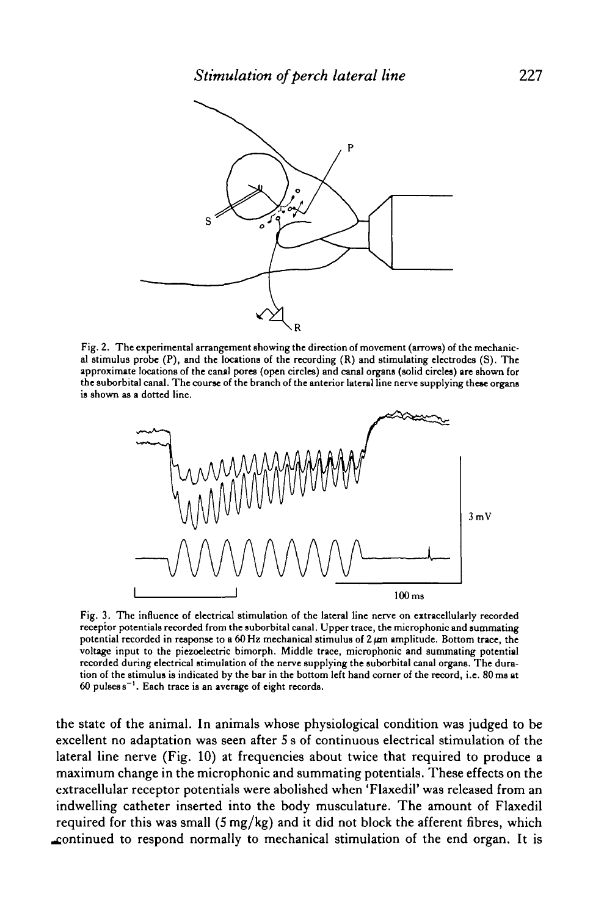Fig. 2. The experimental arrangement showing the direction of movement (arrows) of the mechanical stimulus probe (P), and the locations of the recording (R) and stimulating electrodes (S). The approximate locations of the canal pores (open circles) and canal organs (solid circles) are shown for the suborbital canal. The course of the branch of the anterior lateral line nerve supplying these organs is shown as a dotted line.

Fig. 3. The influence of electrical stimulation of the lateral line nerve on extracellularly recorded receptor potentials recorded from the suborbital canal. Upper trace, the microphonic and summating potential recorded in response to a 60 Hz mechanical stimulus of 2 $\mu$m amplitude. Bottom trace, the voltage input to the piezoelectric bimorph. Middle trace, microphonic and summating potential recorded during electrical stimulation of the nerve supplying the suborbital canal organs. The duration of the stimulus is indicated by the bar in the bottom left hand corner of the record, i.e. 80 ms at 60 pulses $s^{-1}$. Each trace is an average of eight records.

the state of the animal. In animals whose physiological condition was judged to be excellent no adaptation was seen after 5 s of continuous electrical stimulation of the lateral line nerve (Fig. 10) at frequencies about twice that required to produce a maximum change in the microphonic and summating potentials. These effects on the extracellular receptor potentials were abolished when 'Flaxedil' was released from an indwelling catheter inserted into the body musculature. The amount of Flaxedil required for this was small (5 mg/kg) and it did not block the afferent fibres, which continued to respond normally to mechanical stimulation of the end organ. It is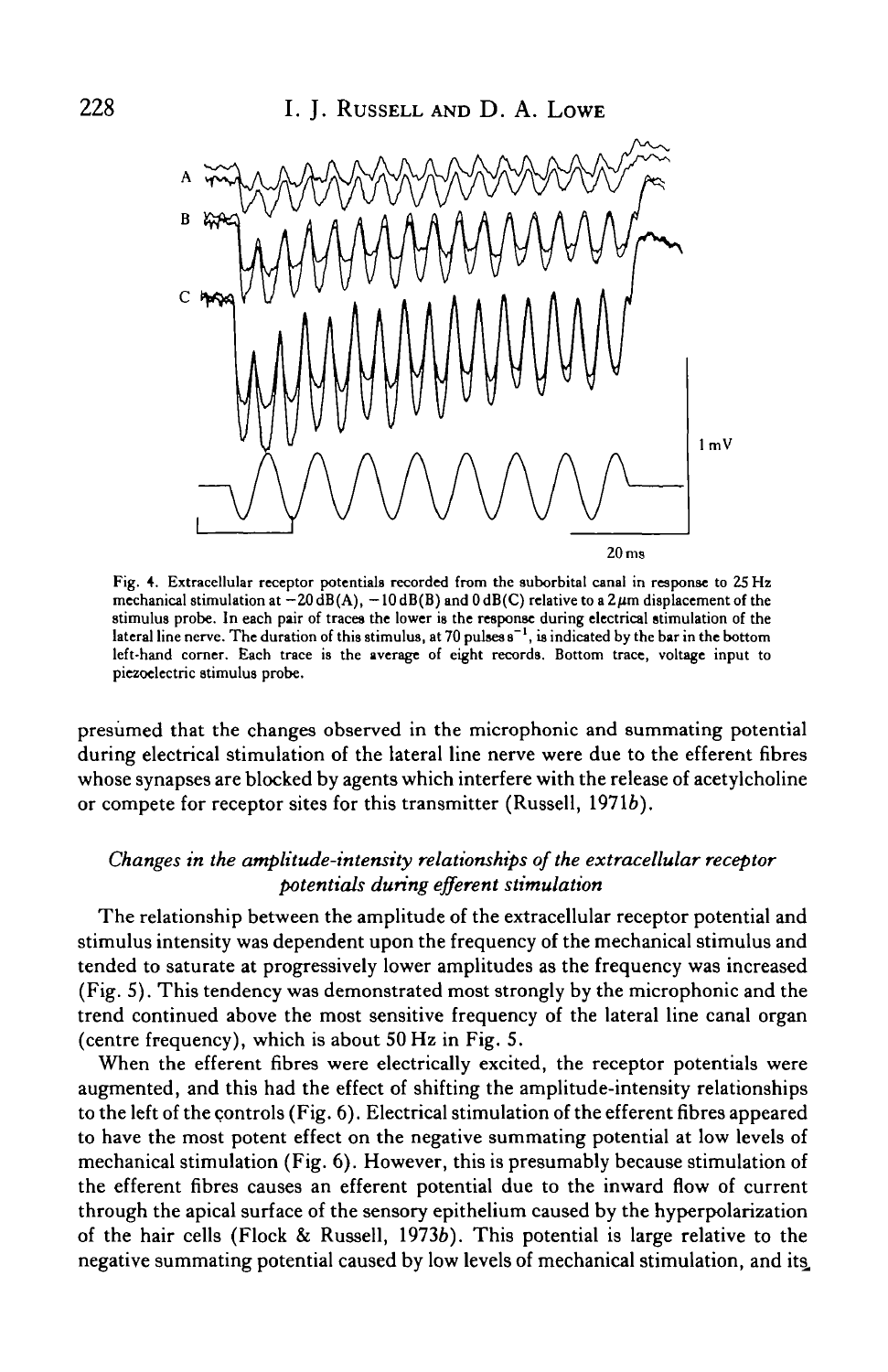Fig. 4. Extracellular receptor potentials recorded from the suborbital canal in response to 25 Hz mechanical stimulation at −20 dB(A), −10 dB(B) and 0 dB(C) relative to a 2 μm displacement of the stimulus probe. In each pair of traces the lower is the response during electrical stimulation of the lateral line nerve. The duration of this stimulus, at 70 pulses $s^{-1}$, is indicated by the bar in the bottom left-hand corner. Each trace is the average of eight records. Bottom trace, voltage input to piezoelectric stimulus probe.

presumed that the changes observed in the microphonic and summating potential during electrical stimulation of the lateral line nerve were due to the efferent fibres whose synapses are blocked by agents which interfere with the release of acetylcholine or compete for receptor sites for this transmitter (Russell, 1971*b*).

### *Changes in the amplitude-intensity relationships of the extracellular receptor potentials during efferent stimulation*

The relationship between the amplitude of the extracellular receptor potential and stimulus intensity was dependent upon the frequency of the mechanical stimulus and tended to saturate at progressively lower amplitudes as the frequency was increased (Fig. 5). This tendency was demonstrated most strongly by the microphonic and the trend continued above the most sensitive frequency of the lateral line canal organ (centre frequency), which is about 50 Hz in Fig. 5.

When the efferent fibres were electrically excited, the receptor potentials were augmented, and this had the effect of shifting the amplitude-intensity relationships to the left of the controls (Fig. 6). Electrical stimulation of the efferent fibres appeared to have the most potent effect on the negative summating potential at low levels of mechanical stimulation (Fig. 6). However, this is presumably because stimulation of the efferent fibres causes an efferent potential due to the inward flow of current through the apical surface of the sensory epithelium caused by the hyperpolarization of the hair cells (Flock & Russell, 1973*b*). This potential is large relative to the negative summating potential caused by low levels of mechanical stimulation, and its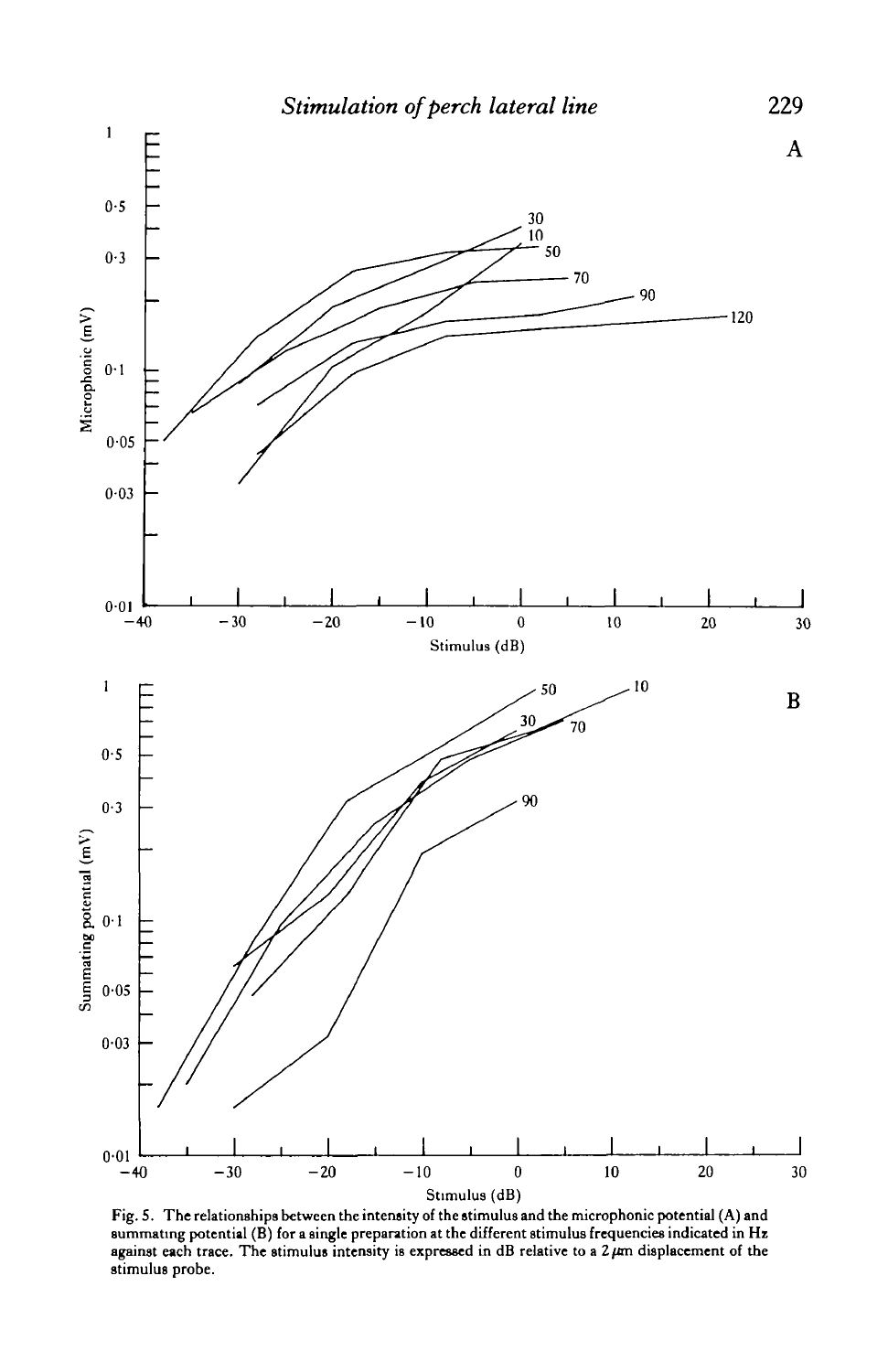Fig. 5. The relationships between the intensity of the stimulus and the microphonic potential (A) and summating potential (B) for a single preparation at the different stimulus frequencies indicated in Hz against each trace. The stimulus intensity is expressed in dB relative to a 2 $\mu$m displacement of the stimulus probe.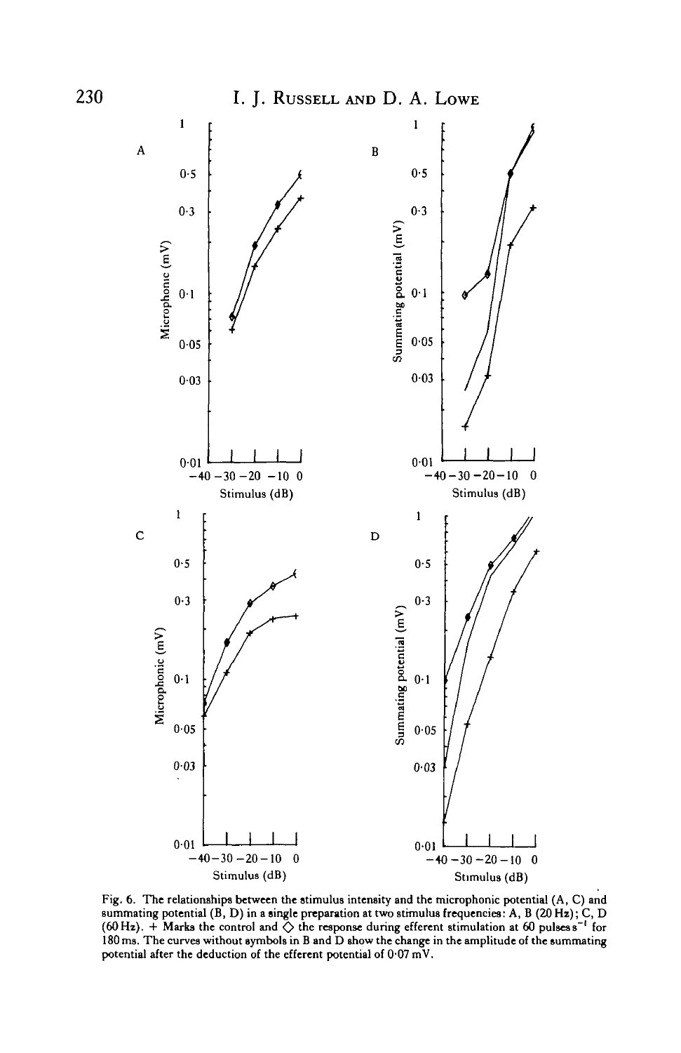Fig. 6. The relationships between the stimulus intensity and the microphonic potential (A, C) and summating potential (B, D) in a single preparation at two stimulus frequencies: A, B (20 Hz); C, D (60 Hz). + Marks the control and ◇ the response during efferent stimulation at 60 pulses s$^{-1}$ for 180 ms. The curves without symbols in B and D show the change in the amplitude of the summating potential after the deduction of the efferent potential of 0·07 mV.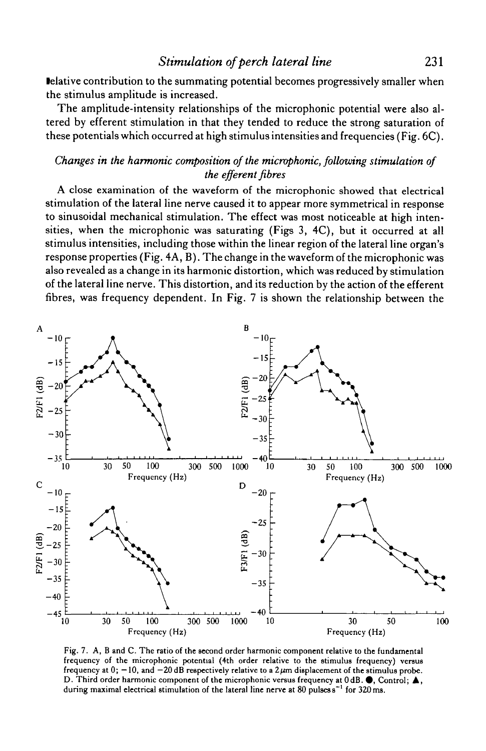relative contribution to the summating potential becomes progressively smaller when the stimulus amplitude is increased.

The amplitude-intensity relationships of the microphonic potential were also altered by efferent stimulation in that they tended to reduce the strong saturation of these potentials which occurred at high stimulus intensities and frequencies (Fig. 6C).

### *Changes in the harmonic composition of the microphonic, following stimulation of the efferent fibres*

A close examination of the waveform of the microphonic showed that electrical stimulation of the lateral line nerve caused it to appear more symmetrical in response to sinusoidal mechanical stimulation. The effect was most noticeable at high intensities, when the microphonic was saturating (Figs 3, 4C), but it occurred at all stimulus intensities, including those within the linear region of the lateral line organ's response properties (Fig. 4A, B). The change in the waveform of the microphonic was also revealed as a change in its harmonic distortion, which was reduced by stimulation of the lateral line nerve. This distortion, and its reduction by the action of the efferent fibres, was frequency dependent. In Fig. 7 is shown the relationship between the

Fig. 7. A, B and C. The ratio of the second order harmonic component relative to the fundamental frequency of the microphonic potential (4th order relative to the stimulus frequency) versus frequency at 0; −10, and −20 dB respectively relative to a 2 μm displacement of the stimulus probe. D. Third order harmonic component of the microphonic versus frequency at 0 dB. ●, Control; ▲, during maximal electrical stimulation of the lateral line nerve at 80 pulses $s^{-1}$ for 320 ms.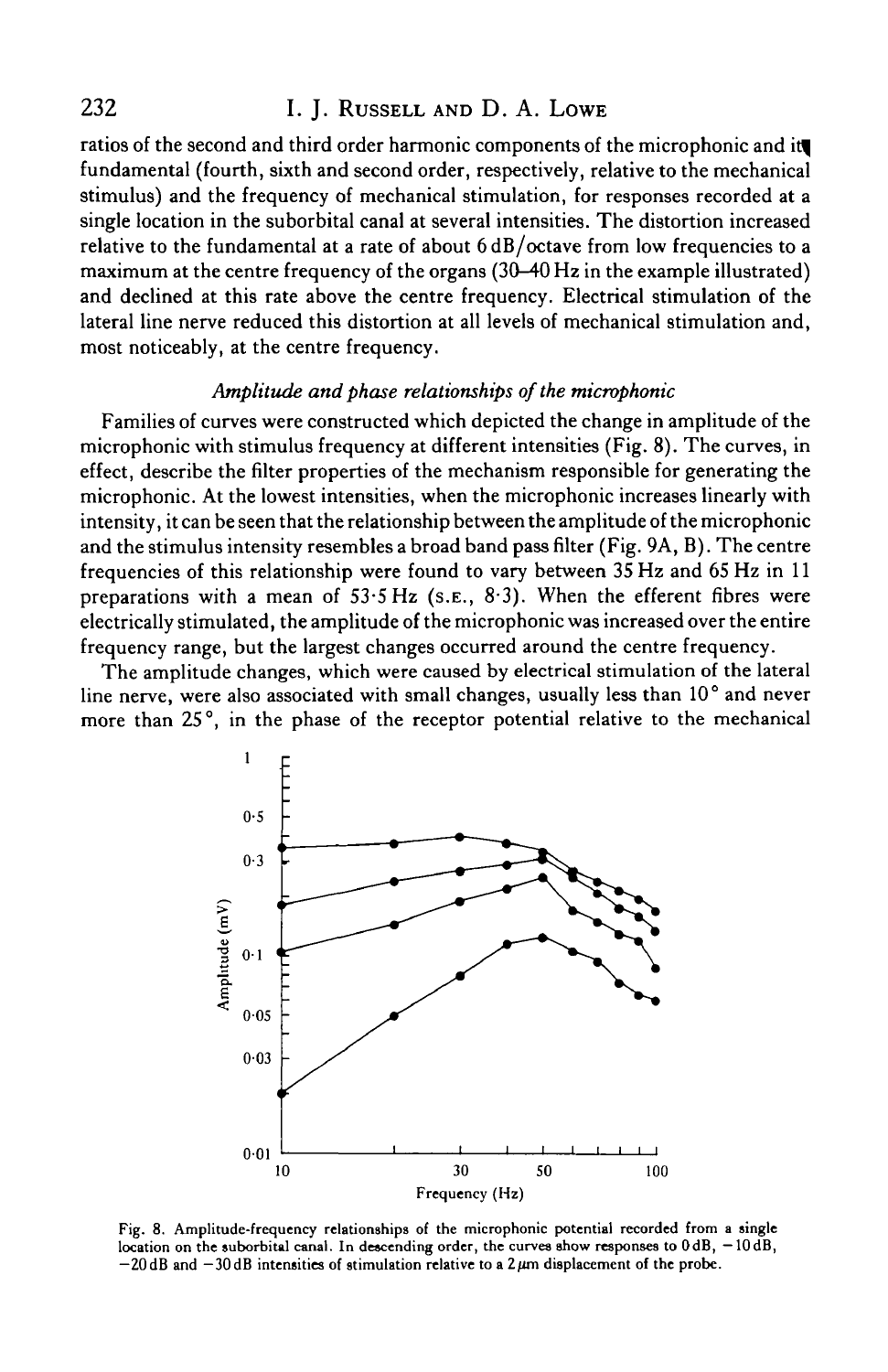ratios of the second and third order harmonic components of the microphonic and its fundamental (fourth, sixth and second order, respectively, relative to the mechanical stimulus) and the frequency of mechanical stimulation, for responses recorded at a single location in the suborbital canal at several intensities. The distortion increased relative to the fundamental at a rate of about 6 dB/octave from low frequencies to a maximum at the centre frequency of the organs (30–40 Hz in the example illustrated) and declined at this rate above the centre frequency. Electrical stimulation of the lateral line nerve reduced this distortion at all levels of mechanical stimulation and, most noticeably, at the centre frequency.

### *Amplitude and phase relationships of the microphonic*

Families of curves were constructed which depicted the change in amplitude of the microphonic with stimulus frequency at different intensities (Fig. 8). The curves, in effect, describe the filter properties of the mechanism responsible for generating the microphonic. At the lowest intensities, when the microphonic increases linearly with intensity, it can be seen that the relationship between the amplitude of the microphonic and the stimulus intensity resembles a broad band pass filter (Fig. 9A, B). The centre frequencies of this relationship were found to vary between 35 Hz and 65 Hz in 11 preparations with a mean of 53·5 Hz (S.E., 8·3). When the efferent fibres were electrically stimulated, the amplitude of the microphonic was increased over the entire frequency range, but the largest changes occurred around the centre frequency.

The amplitude changes, which were caused by electrical stimulation of the lateral line nerve, were also associated with small changes, usually less than 10° and never more than 25°, in the phase of the receptor potential relative to the mechanical

Fig. 8. Amplitude-frequency relationships of the microphonic potential recorded from a single location on the suborbital canal. In descending order, the curves show responses to 0 dB, −10 dB, −20 dB and −30 dB intensities of stimulation relative to a 2 μm displacement of the probe.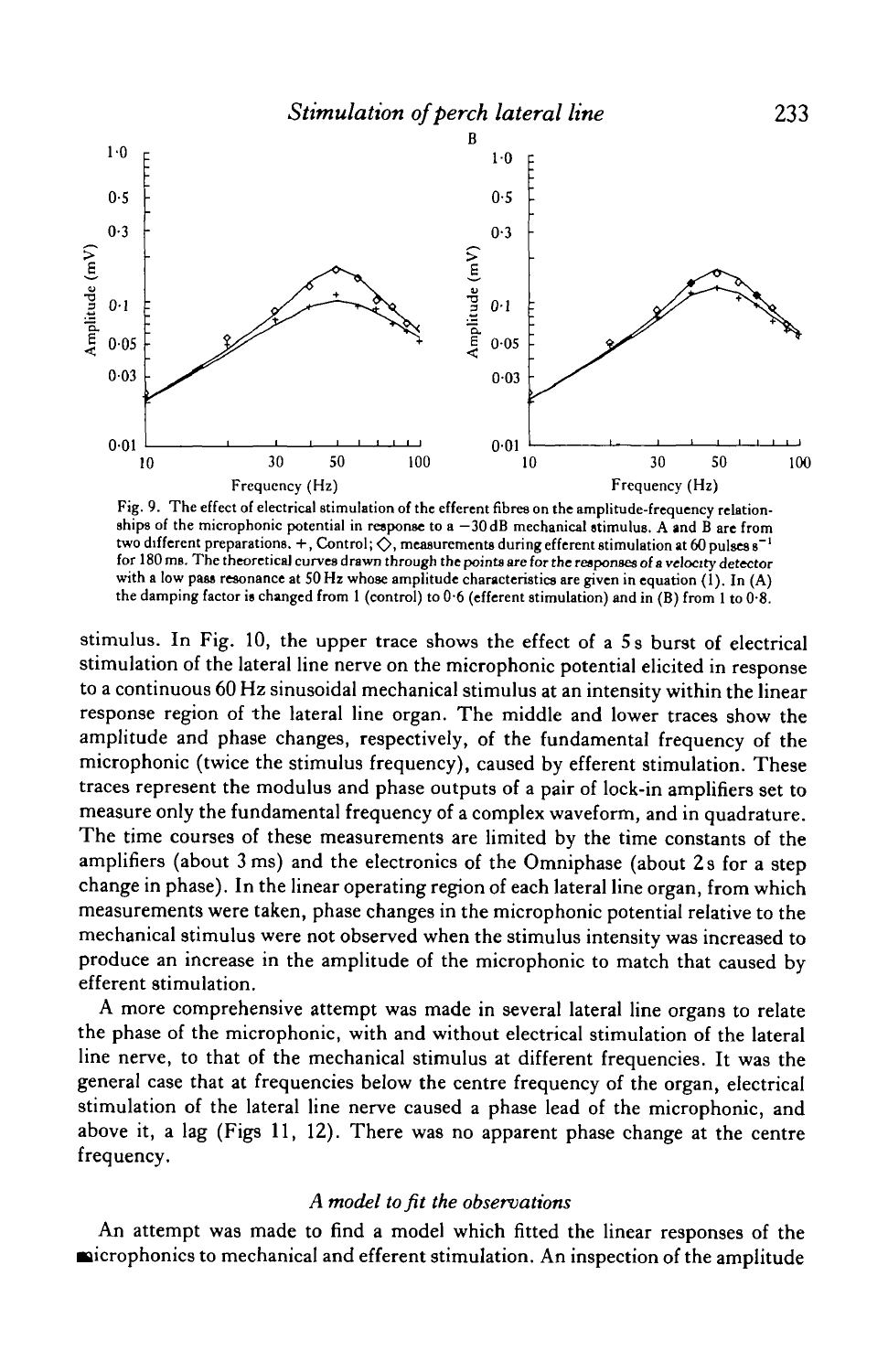Fig. 9. The effect of electrical stimulation of the efferent fibres on the amplitude-frequency relationships of the microphonic potential in response to a −30 dB mechanical stimulus. A and B are from two different preparations. +, Control; ◇, measurements during efferent stimulation at 60 pulses $s^{-1}$ for 180 ms. The theoretical curves drawn through the points are for the responses of a velocity detector with a low pass resonance at 50 Hz whose amplitude characteristics are given in equation (1). In (A) the damping factor is changed from 1 (control) to 0·6 (efferent stimulation) and in (B) from 1 to 0·8.

stimulus. In Fig. 10, the upper trace shows the effect of a 5 s burst of electrical stimulation of the lateral line nerve on the microphonic potential elicited in response to a continuous 60 Hz sinusoidal mechanical stimulus at an intensity within the linear response region of the lateral line organ. The middle and lower traces show the amplitude and phase changes, respectively, of the fundamental frequency of the microphonic (twice the stimulus frequency), caused by efferent stimulation. These traces represent the modulus and phase outputs of a pair of lock-in amplifiers set to measure only the fundamental frequency of a complex waveform, and in quadrature. The time courses of these measurements are limited by the time constants of the amplifiers (about 3 ms) and the electronics of the Omniphase (about 2 s for a step change in phase). In the linear operating region of each lateral line organ, from which measurements were taken, phase changes in the microphonic potential relative to the mechanical stimulus were not observed when the stimulus intensity was increased to produce an increase in the amplitude of the microphonic to match that caused by efferent stimulation.

A more comprehensive attempt was made in several lateral line organs to relate the phase of the microphonic, with and without electrical stimulation of the lateral line nerve, to that of the mechanical stimulus at different frequencies. It was the general case that at frequencies below the centre frequency of the organ, electrical stimulation of the lateral line nerve caused a phase lead of the microphonic, and above it, a lag (Figs 11, 12). There was no apparent phase change at the centre frequency.

### *A model to fit the observations*

An attempt was made to find a model which fitted the linear responses of the microphonics to mechanical and efferent stimulation. An inspection of the amplitude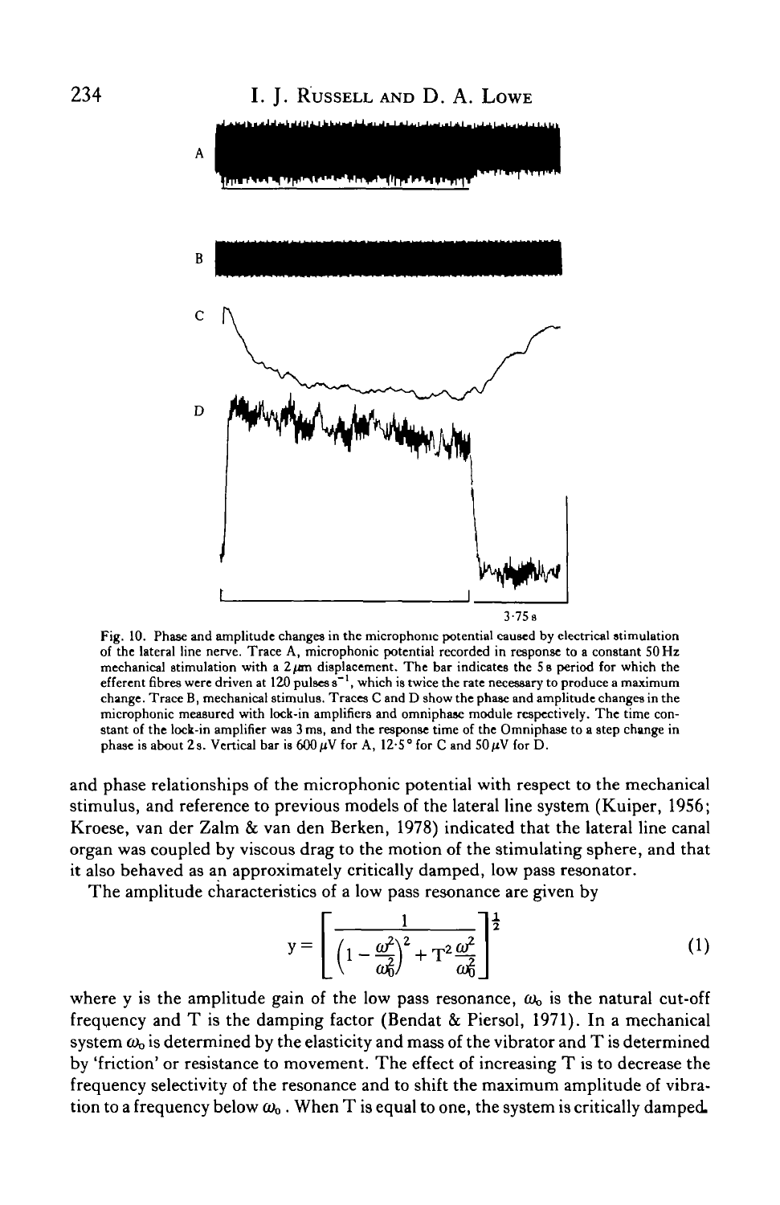Fig. 10. Phase and amplitude changes in the microphonic potential caused by electrical stimulation of the lateral line nerve. Trace A, microphonic potential recorded in response to a constant 50 Hz mechanical stimulation with a 2 $\mu$m displacement. The bar indicates the 5 s period for which the efferent fibres were driven at 120 pulses s$^{-1}$, which is twice the rate necessary to produce a maximum change. Trace B, mechanical stimulus. Traces C and D show the phase and amplitude changes in the microphonic measured with lock-in amplifiers and omniphase module respectively. The time constant of the lock-in amplifier was 3 ms, and the response time of the Omniphase to a step change in phase is about 2 s. Vertical bar is 600 $\mu$V for A, 12·5° for C and 50 $\mu$V for D.

and phase relationships of the microphonic potential with respect to the mechanical stimulus, and reference to previous models of the lateral line system (Kuiper, 1956; Kroese, van der Zalm & van den Berken, 1978) indicated that the lateral line canal organ was coupled by viscous drag to the motion of the stimulating sphere, and that it also behaved as an approximately critically damped, low pass resonator.

The amplitude characteristics of a low pass resonance are given by

$$y = \left[ \frac{1}{\left(1 - \frac{\omega^2}{\omega_0^2}\right)^2 + T^2 \frac{\omega^2}{\omega_0^2}} \right]^{\frac{1}{2}} \tag{1}$$

where y is the amplitude gain of the low pass resonance, $\omega_0$ is the natural cut-off frequency and T is the damping factor (Bendat & Piersol, 1971). In a mechanical system $\omega_0$ is determined by the elasticity and mass of the vibrator and T is determined by 'friction' or resistance to movement. The effect of increasing T is to decrease the frequency selectivity of the resonance and to shift the maximum amplitude of vibration to a frequency below $\omega_0$. When T is equal to one, the system is critically damped.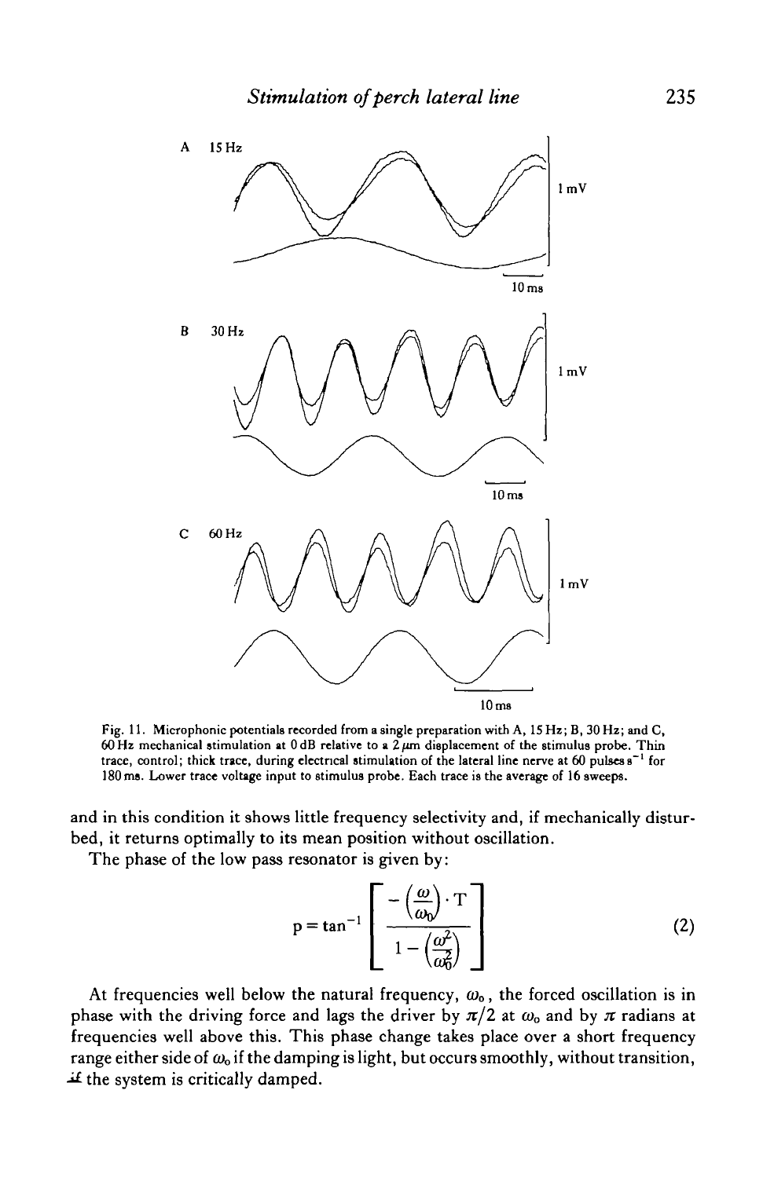Fig. 11. Microphonic potentials recorded from a single preparation with A, 15 Hz; B, 30 Hz; and C, 60 Hz mechanical stimulation at 0 dB relative to a 2 μm displacement of the stimulus probe. Thin trace, control; thick trace, during electrical stimulation of the lateral line nerve at 60 pulses $s^{-1}$ for 180 ms. Lower trace voltage input to stimulus probe. Each trace is the average of 16 sweeps.

and in this condition it shows little frequency selectivity and, if mechanically disturbed, it returns optimally to its mean position without oscillation.

The phase of the low pass resonator is given by:

$$p = \tan^{-1}\left[\frac{-\left(\frac{\omega}{\omega_0}\right)\cdot T}{1-\left(\frac{\omega^2}{\omega_0^2}\right)}\right] \tag{2}$$

At frequencies well below the natural frequency, $\omega_0$, the forced oscillation is in phase with the driving force and lags the driver by $\pi/2$ at $\omega_0$ and by $\pi$ radians at frequencies well above this. This phase change takes place over a short frequency range either side of $\omega_0$ if the damping is light, but occurs smoothly, without transition, if the system is critically damped.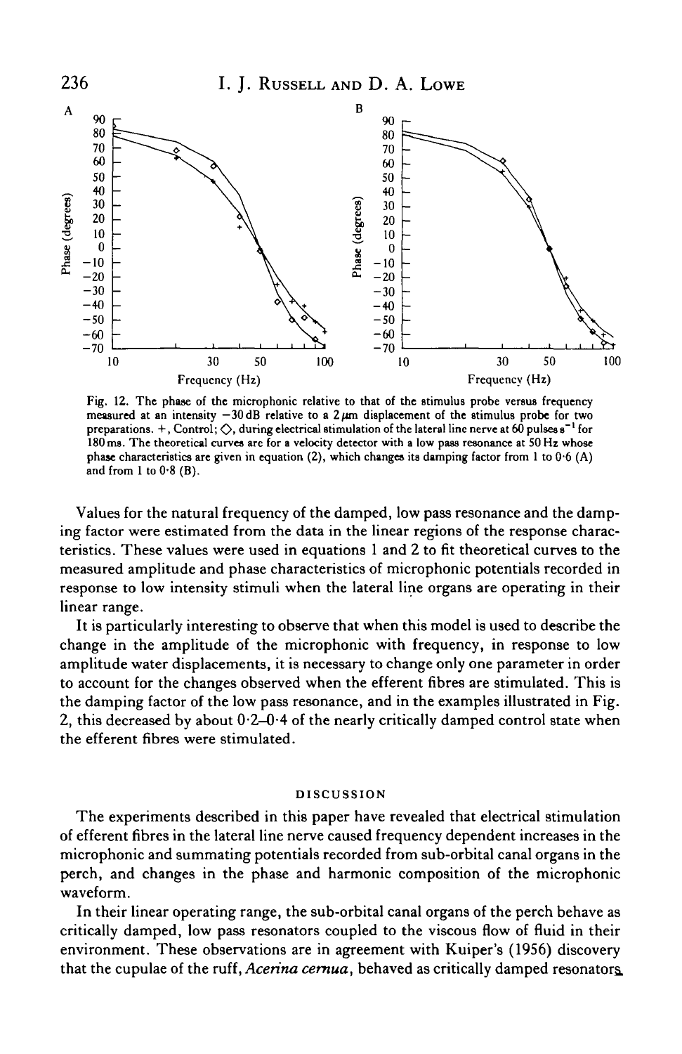Fig. 12. The phase of the microphonic relative to that of the stimulus probe versus frequency measured at an intensity −30 dB relative to a 2 μm displacement of the stimulus probe for two preparations. +, Control; ◇, during electrical stimulation of the lateral line nerve at 60 pulses $s^{-1}$ for 180 ms. The theoretical curves are for a velocity detector with a low pass resonance at 50 Hz whose phase characteristics are given in equation (2), which changes its damping factor from 1 to 0·6 (A) and from 1 to 0·8 (B).

Values for the natural frequency of the damped, low pass resonance and the damping factor were estimated from the data in the linear regions of the response characteristics. These values were used in equations 1 and 2 to fit theoretical curves to the measured amplitude and phase characteristics of microphonic potentials recorded in response to low intensity stimuli when the lateral line organs are operating in their linear range.

It is particularly interesting to observe that when this model is used to describe the change in the amplitude of the microphonic with frequency, in response to low amplitude water displacements, it is necessary to change only one parameter in order to account for the changes observed when the efferent fibres are stimulated. This is the damping factor of the low pass resonance, and in the examples illustrated in Fig. 2, this decreased by about 0·2–0·4 of the nearly critically damped control state when the efferent fibres were stimulated.

## DISCUSSION

The experiments described in this paper have revealed that electrical stimulation of efferent fibres in the lateral line nerve caused frequency dependent increases in the microphonic and summating potentials recorded from sub-orbital canal organs in the perch, and changes in the phase and harmonic composition of the microphonic waveform.

In their linear operating range, the sub-orbital canal organs of the perch behave as critically damped, low pass resonators coupled to the viscous flow of fluid in their environment. These observations are in agreement with Kuiper's (1956) discovery that the cupulae of the ruff, *Acerina cernua*, behaved as critically damped resonators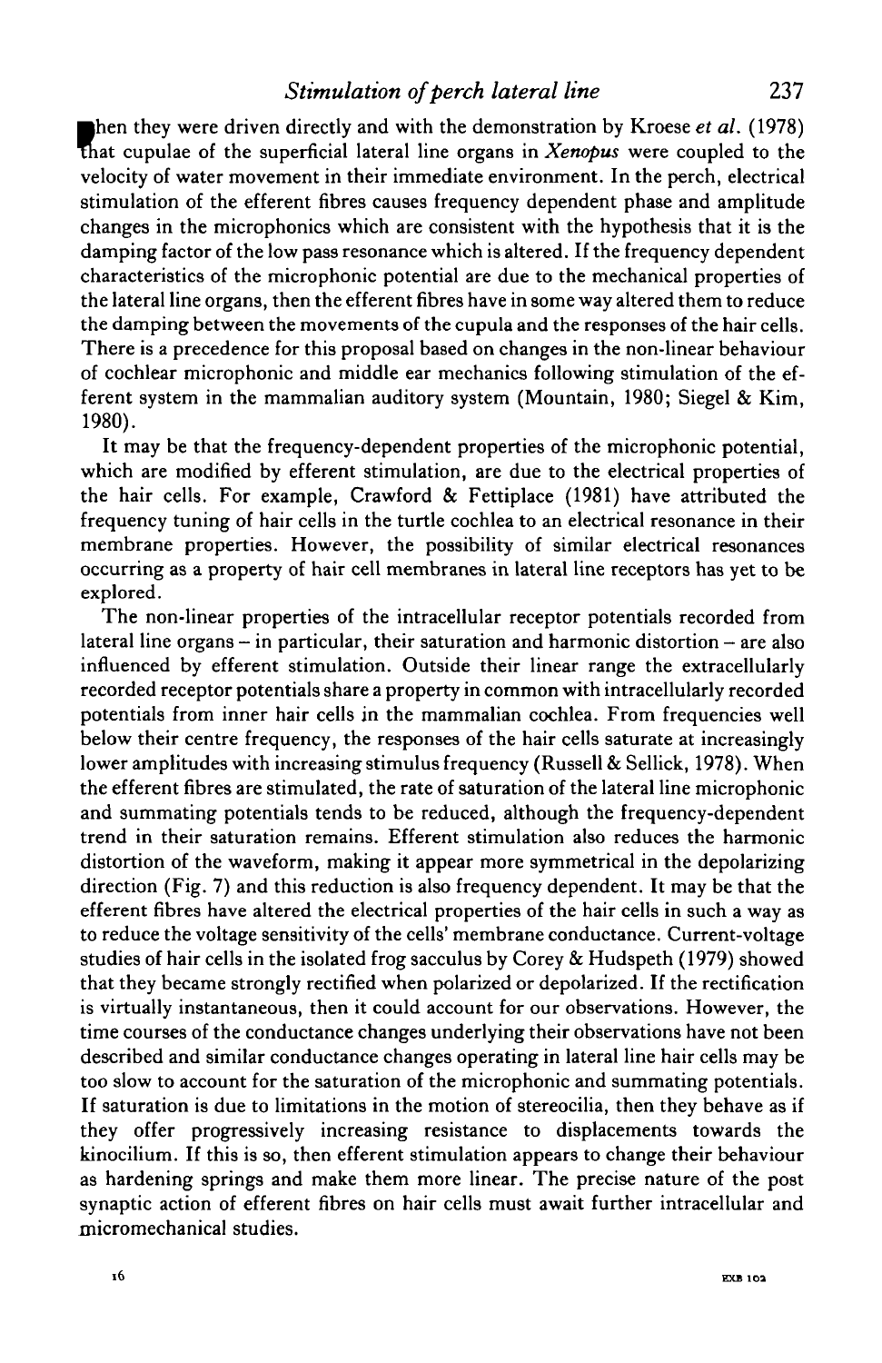when they were driven directly and with the demonstration by Kroese *et al.* (1978) that cupulae of the superficial lateral line organs in *Xenopus* were coupled to the velocity of water movement in their immediate environment. In the perch, electrical stimulation of the efferent fibres causes frequency dependent phase and amplitude changes in the microphonics which are consistent with the hypothesis that it is the damping factor of the low pass resonance which is altered. If the frequency dependent characteristics of the microphonic potential are due to the mechanical properties of the lateral line organs, then the efferent fibres have in some way altered them to reduce the damping between the movements of the cupula and the responses of the hair cells. There is a precedence for this proposal based on changes in the non-linear behaviour of cochlear microphonic and middle ear mechanics following stimulation of the efferent system in the mammalian auditory system (Mountain, 1980; Siegel & Kim, 1980).

It may be that the frequency-dependent properties of the microphonic potential, which are modified by efferent stimulation, are due to the electrical properties of the hair cells. For example, Crawford & Fettiplace (1981) have attributed the frequency tuning of hair cells in the turtle cochlea to an electrical resonance in their membrane properties. However, the possibility of similar electrical resonances occurring as a property of hair cell membranes in lateral line receptors has yet to be explored.

The non-linear properties of the intracellular receptor potentials recorded from lateral line organs – in particular, their saturation and harmonic distortion – are also influenced by efferent stimulation. Outside their linear range the extracellularly recorded receptor potentials share a property in common with intracellularly recorded potentials from inner hair cells in the mammalian cochlea. From frequencies well below their centre frequency, the responses of the hair cells saturate at increasingly lower amplitudes with increasing stimulus frequency (Russell & Sellick, 1978). When the efferent fibres are stimulated, the rate of saturation of the lateral line microphonic and summating potentials tends to be reduced, although the frequency-dependent trend in their saturation remains. Efferent stimulation also reduces the harmonic distortion of the waveform, making it appear more symmetrical in the depolarizing direction (Fig. 7) and this reduction is also frequency dependent. It may be that the efferent fibres have altered the electrical properties of the hair cells in such a way as to reduce the voltage sensitivity of the cells' membrane conductance. Current-voltage studies of hair cells in the isolated frog sacculus by Corey & Hudspeth (1979) showed that they became strongly rectified when polarized or depolarized. If the rectification is virtually instantaneous, then it could account for our observations. However, the time courses of the conductance changes underlying their observations have not been described and similar conductance changes operating in lateral line hair cells may be too slow to account for the saturation of the microphonic and summating potentials. If saturation is due to limitations in the motion of stereocilia, then they behave as if they offer progressively increasing resistance to displacements towards the kinocilium. If this is so, then efferent stimulation appears to change their behaviour as hardening springs and make them more linear. The precise nature of the post synaptic action of efferent fibres on hair cells must await further intracellular and micromechanical studies.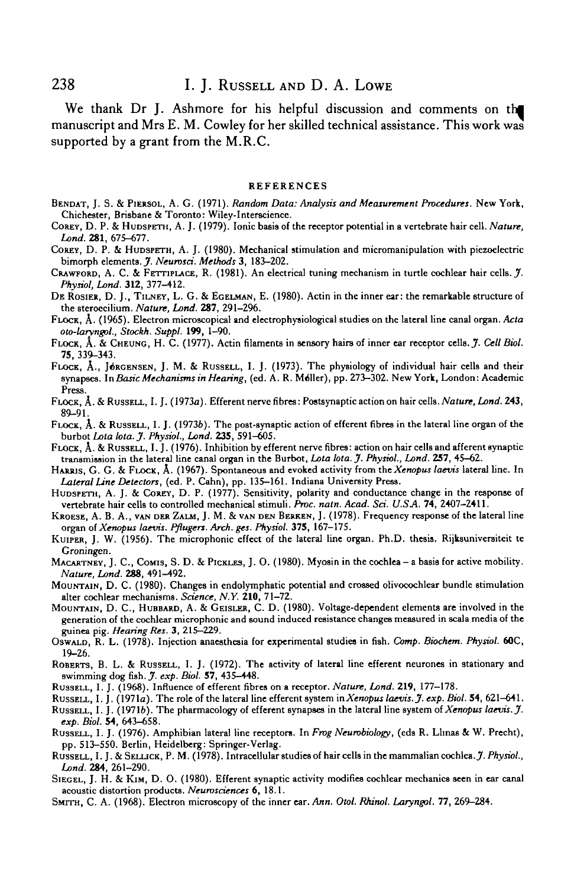We thank Dr J. Ashmore for his helpful discussion and comments on the manuscript and Mrs E. M. Cowley for her skilled technical assistance. This work was supported by a grant from the M.R.C.

## REFERENCES

Bendat, J. S. & Piersol, A. G. (1971). *Random Data: Analysis and Measurement Procedures*. New York, Chichester, Brisbane & Toronto: Wiley-Interscience.

Corey, D. P. & Hudspeth, A. J. (1979). Ionic basis of the receptor potential in a vertebrate hair cell. *Nature, Lond.* **281**, 675–677.

Corey, D. P. & Hudspeth, A. J. (1980). Mechanical stimulation and micromanipulation with piezoelectric bimorph elements. *J. Neurosci. Methods* **3**, 183–202.

Crawford, A. C. & Fettiplace, R. (1981). An electrical tuning mechanism in turtle cochlear hair cells. *J. Physiol, Lond.* **312**, 377–412.

De Rosier, D. J., Tilney, L. G. & Egelman, E. (1980). Actin in the inner ear: the remarkable structure of the stereocilium. *Nature, Lond.* **287**, 291–296.

Flock, Å. (1965). Electron microscopical and electrophysiological studies on the lateral line canal organ. *Acta oto-laryngol., Stockh. Suppl.* **199**, 1–90.

Flock, Å. & Cheung, H. C. (1977). Actin filaments in sensory hairs of inner ear receptor cells. *J. Cell Biol.* **75**, 339–343.

Flock, Å., Jørgensen, J. M. & Russell, I. J. (1973). The physiology of individual hair cells and their synapses. In *Basic Mechanisms in Hearing*, (ed. A. R. Møller), pp. 273–302. New York, London: Academic Press.

Flock, Å. & Russell, I. J. (1973*a*). Efferent nerve fibres: Postsynaptic action on hair cells. *Nature, Lond.* **243**, 89–91.

Flock, Å. & Russell, I. J. (1973*b*). The post-synaptic action of efferent fibres in the lateral line organ of the burbot *Lota lota*. *J. Physiol., Lond.* **235**, 591–605.

Flock, Å. & Russell, I. J. (1976). Inhibition by efferent nerve fibres: action on hair cells and afferent synaptic transmission in the lateral line canal organ in the Burbot, *Lota lota*. *J. Physiol., Lond.* **257**, 45–62.

Harris, G. G. & Flock, Å. (1967). Spontaneous and evoked activity from the *Xenopus laevis* lateral line. In *Lateral Line Detectors*, (ed. P. Cahn), pp. 135–161. Indiana University Press.

Hudspeth, A. J. & Corey, D. P. (1977). Sensitivity, polarity and conductance change in the response of vertebrate hair cells to controlled mechanical stimuli. *Proc. natn. Acad. Sci. U.S.A.* **74**, 2407–2411.

Kroese, A. B. A., van der Zalm, J. M. & van den Berken, J. (1978). Frequency response of the lateral line organ of *Xenopus laevis*. *Pflugers. Arch. ges. Physiol.* **375**, 167–175.

Kuiper, J. W. (1956). The microphonic effect of the lateral line organ. Ph.D. thesis. Rijksuniversiteit te Groningen.

Macartney, J. C., Comis, S. D. & Pickles, J. O. (1980). Myosin in the cochlea – a basis for active mobility. *Nature, Lond.* **288**, 491–492.

Mountain, D. C. (1980). Changes in endolymphatic potential and crossed olivocochlear bundle stimulation alter cochlear mechanisms. *Science, N.Y.* **210**, 71–72.

Mountain, D. C., Hubbard, A. & Geisler, C. D. (1980). Voltage-dependent elements are involved in the generation of the cochlear microphonic and sound induced resistance changes measured in scala media of the guinea pig. *Hearing Res.* **3**, 215–229.

Oswald, R. L. (1978). Injection anaesthesia for experimental studies in fish. *Comp. Biochem. Physiol.* **60C**, 19–26.

Roberts, B. L. & Russell, I. J. (1972). The activity of lateral line efferent neurones in stationary and swimming dog fish. *J. exp. Biol.* **57**, 435–448.

Russell, I. J. (1968). Influence of efferent fibres on a receptor. *Nature, Lond.* **219**, 177–178.

Russell, I. J. (1971*a*). The role of the lateral line efferent system in *Xenopus laevis*. *J. exp. Biol.* **54**, 621–641.

Russell, I. J. (1971*b*). The pharmacology of efferent synapses in the lateral line system of *Xenopus laevis*. *J. exp. Biol.* **54**, 643–658.

Russell, I. J. (1976). Amphibian lateral line receptors. In *Frog Neurobiology*, (eds R. Llinas & W. Precht), pp. 513–550. Berlin, Heidelberg: Springer-Verlag.

Russell, I. J. & Sellick, P. M. (1978). Intracellular studies of hair cells in the mammalian cochlea. *J. Physiol., Lond.* **284**, 261–290.

Siegel, J. H. & Kim, D. O. (1980). Efferent synaptic activity modifies cochlear mechanics seen in ear canal acoustic distortion products. *Neurosciences* **6**, 18.1.

Smith, C. A. (1968). Electron microscopy of the inner ear. *Ann. Otol. Rhinol. Laryngol.* **77**, 269–284.